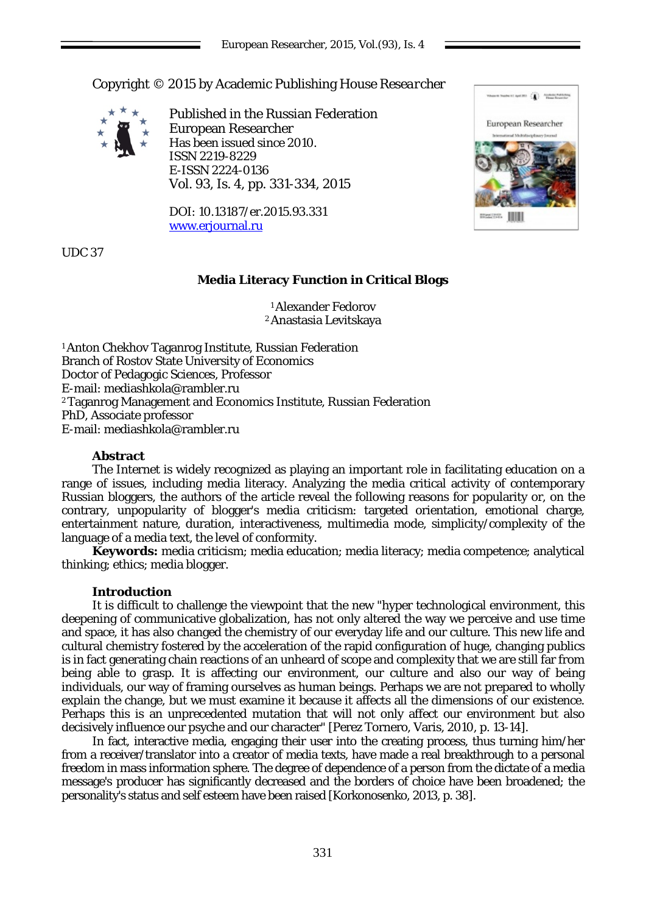Copyright © 2015 by Academic Publishing House *Researcher*

Published in the Russian Federation
European Researcher
Has been issued since 2010.
ISSN 2219-8229
E-ISSN 2224-0136
Vol. 93, Is. 4, pp. 331-334, 2015

DOI: 10.13187/er.2015.93.331
www.erjournal.ru

UDC 37

# Media Literacy Function in Critical Blogs

[1] Alexander Fedorov
[2] Anastasia Levitskaya

[1] Anton Chekhov Taganrog Institute, Russian Federation
Branch of Rostov State University of Economics
Doctor of Pedagogic Sciences, Professor
E-mail: mediashkola@rambler.ru
[2] Taganrog Management and Economics Institute, Russian Federation
PhD, Associate professor
E-mail: mediashkola@rambler.ru

## Abstract

The Internet is widely recognized as playing an important role in facilitating education on a range of issues, including media literacy. Analyzing the media critical activity of contemporary Russian bloggers, the authors of the article reveal the following reasons for popularity or, on the contrary, unpopularity of blogger's media criticism: targeted orientation, emotional charge, entertainment nature, duration, interactiveness, multimedia mode, simplicity/complexity of the language of a media text, the level of conformity.

**Keywords:** media criticism; media education; media literacy; media competence; analytical thinking; ethics; media blogger.

## Introduction

It is difficult to challenge the viewpoint that the new "hyper technological environment, this deepening of communicative globalization, has not only altered the way we perceive and use time and space, it has also changed the chemistry of our everyday life and our culture. This new life and cultural chemistry fostered by the acceleration of the rapid configuration of huge, changing publics is in fact generating chain reactions of an unheard of scope and complexity that we are still far from being able to grasp. It is affecting our environment, our culture and also our way of being individuals, our way of framing ourselves as human beings. Perhaps we are not prepared to wholly explain the change, but we must examine it because it affects all the dimensions of our existence. Perhaps this is an unprecedented mutation that will not only affect our environment but also decisively influence our psyche and our character" [Perez Tornero, Varis, 2010, p. 13-14].

In fact, interactive media, engaging their user into the creating process, thus turning him/her from a receiver/translator into a creator of media texts, have made a real breakthrough to a personal freedom in mass information sphere. The degree of dependence of a person from the dictate of a media message's producer has significantly decreased and the borders of choice have been broadened; the personality's status and self esteem have been raised [Korkonosenko, 2013, p. 38].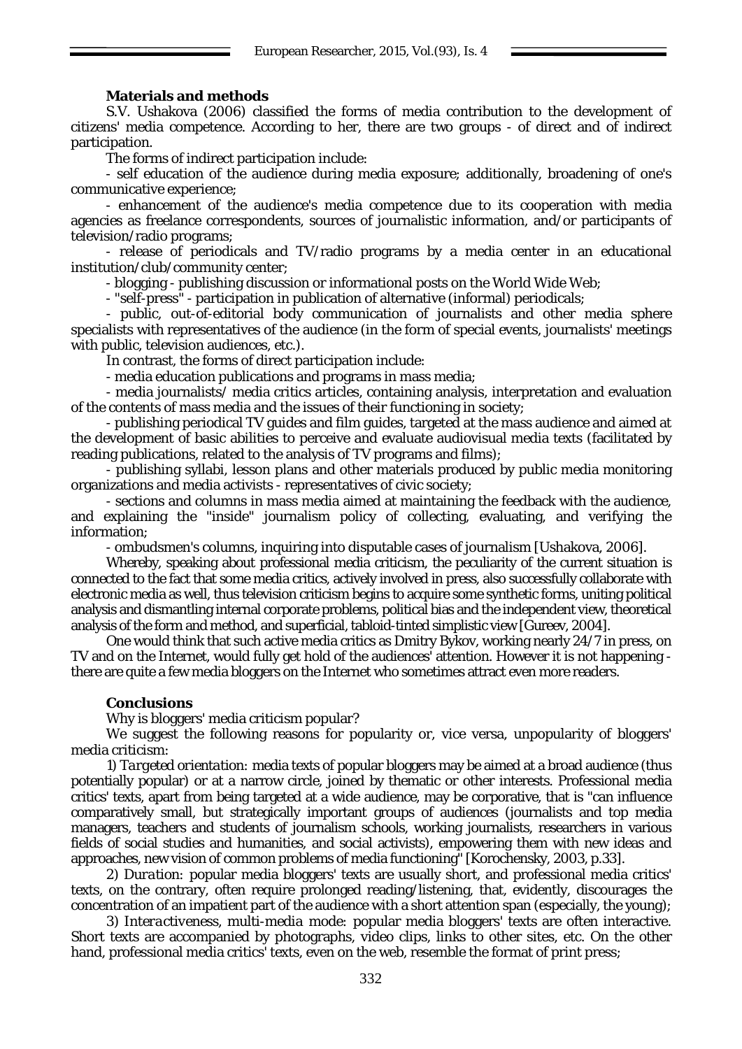## Materials and methods

S.V. Ushakova (2006) classified the forms of media contribution to the development of citizens' media competence. According to her, there are two groups - of direct and of indirect participation.

The forms of indirect participation include:

- self education of the audience during media exposure; additionally, broadening of one's communicative experience;
- enhancement of the audience's media competence due to its cooperation with media agencies as freelance correspondents, sources of journalistic information, and/or participants of television/radio programs;
- release of periodicals and TV/radio programs by a media center in an educational institution/club/community center;
- blogging - publishing discussion or informational posts on the World Wide Web;
- "self-press" - participation in publication of alternative (informal) periodicals;
- public, out-of-editorial body communication of journalists and other media sphere specialists with representatives of the audience (in the form of special events, journalists' meetings with public, television audiences, etc.).

In contrast, the forms of direct participation include:

- media education publications and programs in mass media;
- media journalists/ media critics articles, containing analysis, interpretation and evaluation of the contents of mass media and the issues of their functioning in society;
- publishing periodical TV guides and film guides, targeted at the mass audience and aimed at the development of basic abilities to perceive and evaluate audiovisual media texts (facilitated by reading publications, related to the analysis of TV programs and films);
- publishing syllabi, lesson plans and other materials produced by public media monitoring organizations and media activists - representatives of civic society;
- sections and columns in mass media aimed at maintaining the feedback with the audience, and explaining the "inside" journalism policy of collecting, evaluating, and verifying the information;
- ombudsmen's columns, inquiring into disputable cases of journalism [Ushakova, 2006].

Whereby, speaking about professional media criticism, the peculiarity of the current situation is connected to the fact that some media critics, actively involved in press, also successfully collaborate with electronic media as well, thus television criticism begins to acquire some synthetic forms, uniting political analysis and dismantling internal corporate problems, political bias and the independent view, theoretical analysis of the form and method, and superficial, tabloid-tinted simplistic view [Gureev, 2004].

One would think that such active media critics as Dmitry Bykov, working nearly 24/7 in press, on TV and on the Internet, would fully get hold of the audiences' attention. However it is not happening - there are quite a few media bloggers on the Internet who sometimes attract even more readers.

## Conclusions

Why is bloggers' media criticism popular?

We suggest the following reasons for popularity or, vice versa, unpopularity of bloggers' media criticism:

1) *Targeted orientation*: media texts of popular bloggers may be aimed at a broad audience (thus potentially popular) or at a narrow circle, joined by thematic or other interests. Professional media critics' texts, apart from being targeted at a wide audience, may be corporative, that is "can influence comparatively small, but strategically important groups of audiences (journalists and top media managers, teachers and students of journalism schools, working journalists, researchers in various fields of social studies and humanities, and social activists), empowering them with new ideas and approaches, new vision of common problems of media functioning" [Korochensky, 2003, p.33].

2) *Duration*: popular media bloggers' texts are usually short, and professional media critics' texts, on the contrary, often require prolonged reading/listening, that, evidently, discourages the concentration of an impatient part of the audience with a short attention span (especially, the young);

3) *Interactiveness, multi-media mode*: popular media bloggers' texts are often interactive. Short texts are accompanied by photographs, video clips, links to other sites, etc. On the other hand, professional media critics' texts, even on the web, resemble the format of print press;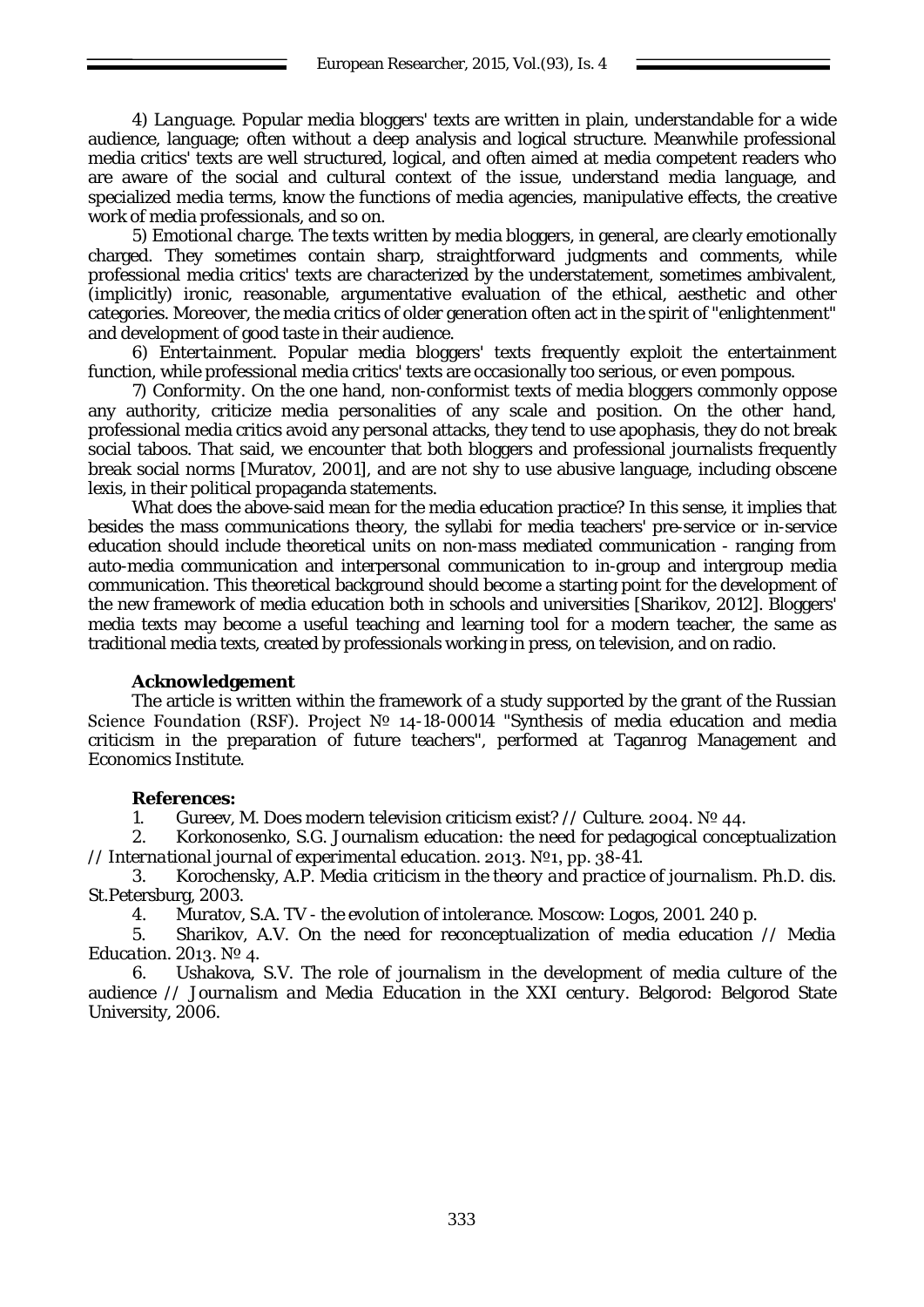4) *Language*. Popular media bloggers' texts are written in plain, understandable for a wide audience, language; often without a deep analysis and logical structure. Meanwhile professional media critics' texts are well structured, logical, and often aimed at media competent readers who are aware of the social and cultural context of the issue, understand media language, and specialized media terms, know the functions of media agencies, manipulative effects, the creative work of media professionals, and so on.

5) *Emotional charge*. The texts written by media bloggers, in general, are clearly emotionally charged. They sometimes contain sharp, straightforward judgments and comments, while professional media critics' texts are characterized by the understatement, sometimes ambivalent, (implicitly) ironic, reasonable, argumentative evaluation of the ethical, aesthetic and other categories. Moreover, the media critics of older generation often act in the spirit of "enlightenment" and development of good taste in their audience.

6) *Entertainment*. Popular media bloggers' texts frequently exploit the entertainment function, while professional media critics' texts are occasionally too serious, or even pompous.

7) *Conformity*. On the one hand, non-conformist texts of media bloggers commonly oppose any authority, criticize media personalities of any scale and position. On the other hand, professional media critics avoid any personal attacks, they tend to use apophasis, they do not break social taboos. That said, we encounter that both bloggers and professional journalists frequently break social norms [Muratov, 2001], and are not shy to use abusive language, including obscene lexis, in their political propaganda statements.

What does the above-said mean for the media education practice? In this sense, it implies that besides the mass communications theory, the syllabi for media teachers' pre-service or in-service education should include theoretical units on non-mass mediated communication - ranging from auto-media communication and interpersonal communication to in-group and intergroup media communication. This theoretical background should become a starting point for the development of the new framework of media education both in schools and universities [Sharikov, 2012]. Bloggers' media texts may become a useful teaching and learning tool for a modern teacher, the same as traditional media texts, created by professionals working in press, on television, and on radio.

**Acknowledgement**

The article is written within the framework of a study supported by the grant of the Russian Science Foundation (RSF). Project № 14-18-00014 "Synthesis of media education and media criticism in the preparation of future teachers", performed at Taganrog Management and Economics Institute.

**References:**

1. Gureev, M. Does modern television criticism exist? // *Culture*. 2004. № 44.
2. Korkonosenko, S.G. Journalism education: the need for pedagogical conceptualization // *International journal of experimental education*. 2013. №1, pp. 38-41.
3. Korochensky, A.P. *Media criticism in the theory and practice of journalism*. Ph.D. dis. St.Petersburg, 2003.
4. Muratov, S.A. *TV - the evolution of intolerance*. Moscow: Logos, 2001. 240 p.
5. Sharikov, A.V. On the need for reconceptualization of media education // *Media Education*. 2013. № 4.
6. Ushakova, S.V. The role of journalism in the development of media culture of the audience // *Journalism and Media Education in the XXI century*. Belgorod: Belgorod State University, 2006.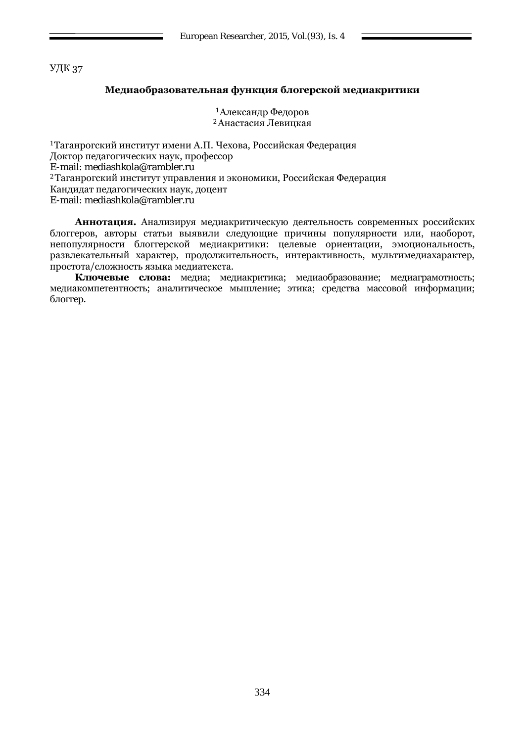УДК 37

# Медиаобразовательная функция блогерской медиакритики

[1]Александр Федоров
[2]Анастасия Левицкая

[1]Таганрогский институт имени А.П. Чехова, Российская Федерация
Доктор педагогических наук, профессор
E-mail: mediashkola@rambler.ru
[2]Таганрогский институт управления и экономики, Российская Федерация
Кандидат педагогических наук, доцент
E-mail: mediashkola@rambler.ru

**Аннотация.** Анализируя медиакритическую деятельность современных российских блоггеров, авторы статьи выявили следующие причины популярности или, наоборот, непопулярности блоггерской медиакритики: целевые ориентации, эмоциональность, развлекательный характер, продолжительность, интерактивность, мультимедиахарактер, простота/сложность языка медиатекста.

**Ключевые слова:** медиа; медиакритика; медиаобразование; медиаграмотность; медиакомпетентность; аналитическое мышление; этика; средства массовой информации; блоггер.